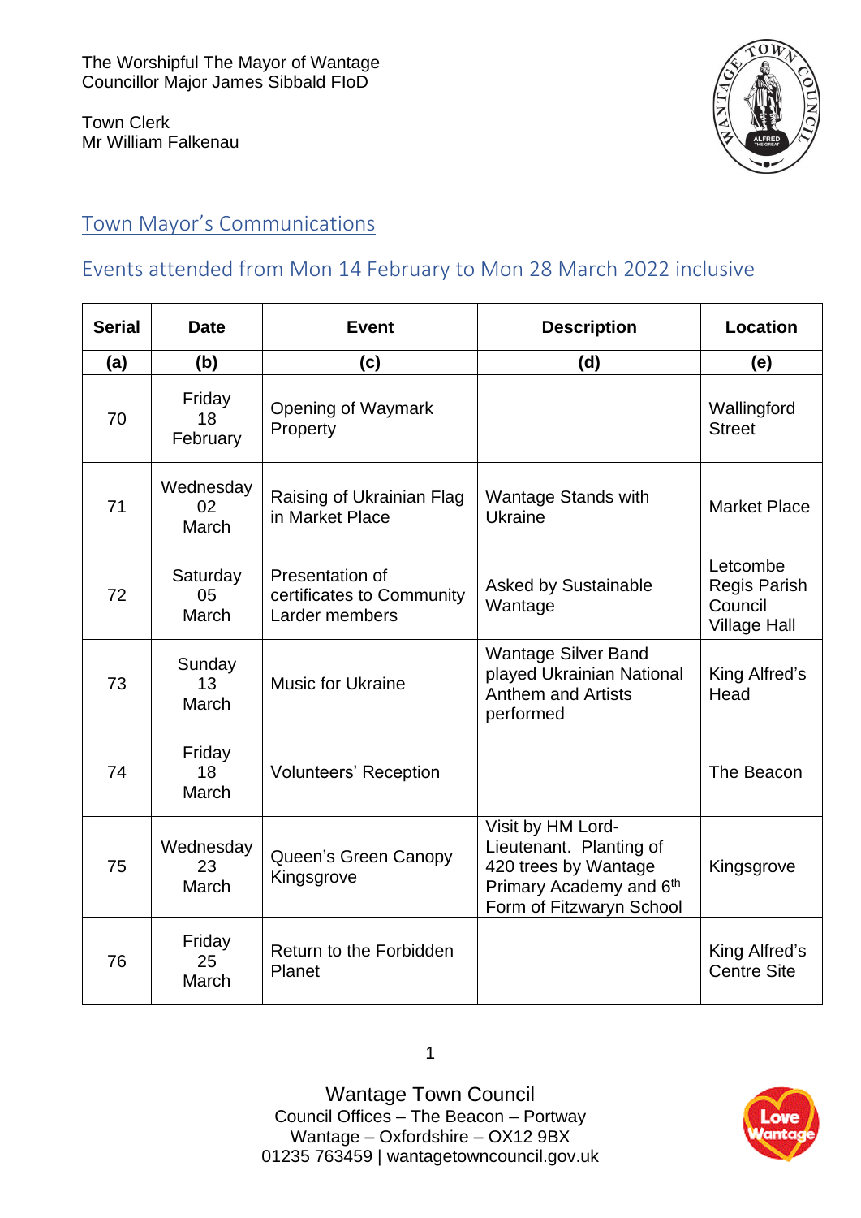The Worshipful The Mayor of Wantage
Councillor Major James Sibbald FIoD

Town Clerk
Mr William Falkenau

## Town Mayor's Communications

### Events attended from Mon 14 February to Mon 28 March 2022 inclusive

| Serial | Date | Event | Description | Location |
|---|---|---|---|---|
| (a) | (b) | (c) | (d) | (e) |
| 70 | Friday 18 February | Opening of Waymark Property | | Wallingford Street |
| 71 | Wednesday 02 March | Raising of Ukrainian Flag in Market Place | Wantage Stands with Ukraine | Market Place |
| 72 | Saturday 05 March | Presentation of certificates to Community Larder members | Asked by Sustainable Wantage | Letcombe Regis Parish Council Village Hall |
| 73 | Sunday 13 March | Music for Ukraine | Wantage Silver Band played Ukrainian National Anthem and Artists performed | King Alfred's Head |
| 74 | Friday 18 March | Volunteers' Reception | | The Beacon |
| 75 | Wednesday 23 March | Queen's Green Canopy Kingsgrove | Visit by HM Lord-Lieutenant. Planting of 420 trees by Wantage Primary Academy and 6th Form of Fitzwaryn School | Kingsgrove |
| 76 | Friday 25 March | Return to the Forbidden Planet | | King Alfred's Centre Site |

Wantage Town Council
Council Offices – The Beacon – Portway
Wantage – Oxfordshire – OX12 9BX
01235 763459 | wantagetowncouncil.gov.uk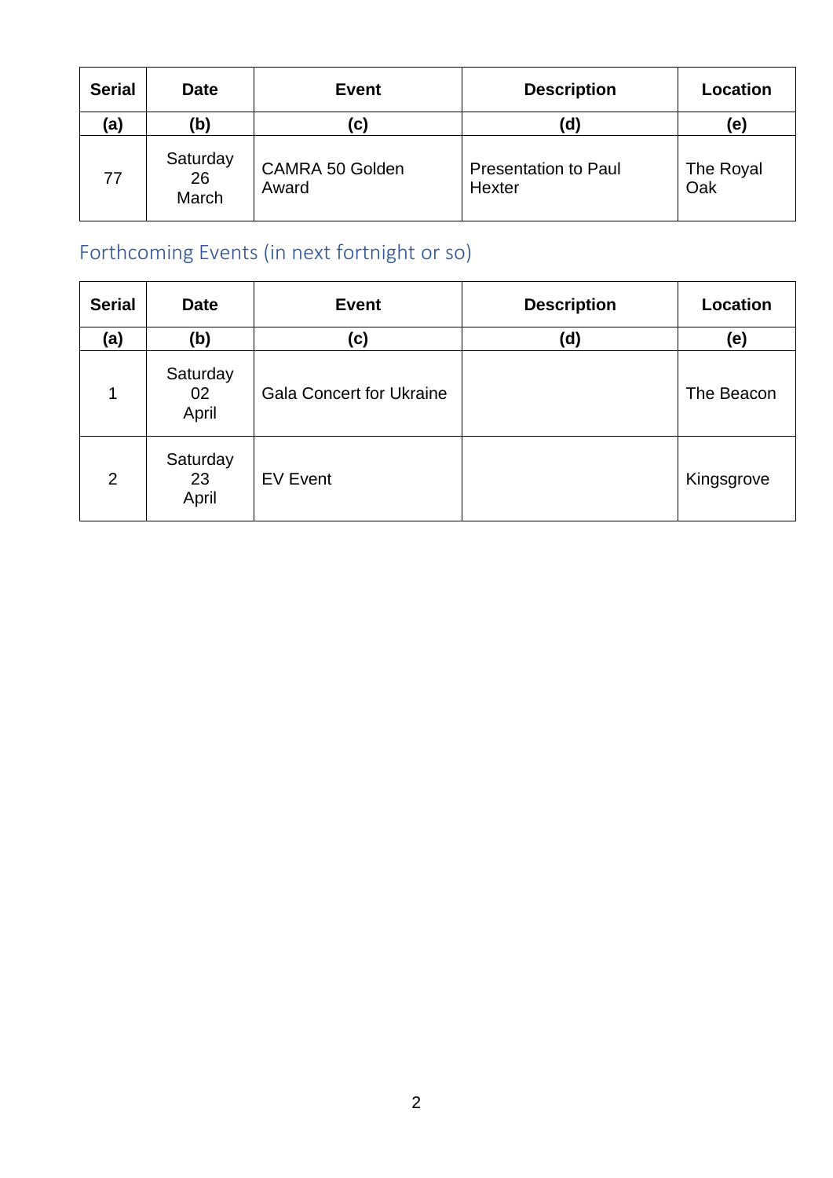| Serial | Date | Event | Description | Location |
|---|---|---|---|---|
| (a) | (b) | (c) | (d) | (e) |
| 77 | Saturday 26 March | CAMRA 50 Golden Award | Presentation to Paul Hexter | The Royal Oak |

## Forthcoming Events (in next fortnight or so)

| Serial | Date | Event | Description | Location |
|---|---|---|---|---|
| (a) | (b) | (c) | (d) | (e) |
| 1 | Saturday 02 April | Gala Concert for Ukraine | | The Beacon |
| 2 | Saturday 23 April | EV Event | | Kingsgrove |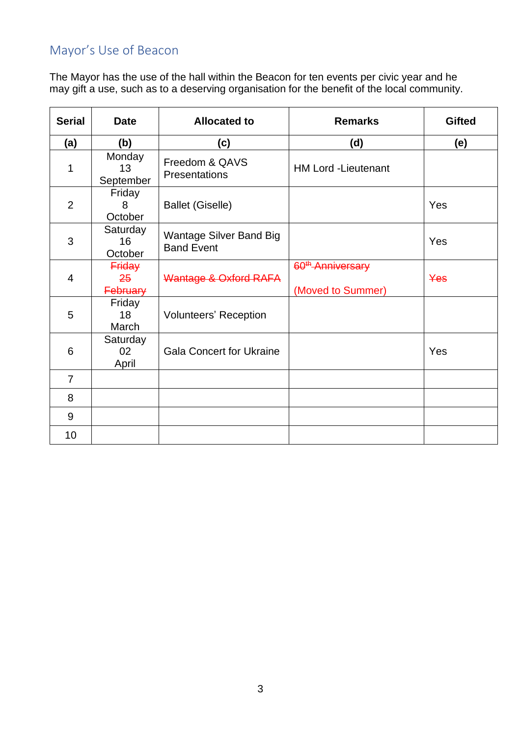## Mayor's Use of Beacon

The Mayor has the use of the hall within the Beacon for ten events per civic year and he may gift a use, such as to a deserving organisation for the benefit of the local community.

| Serial | Date | Allocated to | Remarks | Gifted |
|---|---|---|---|---|
| **(a)** | **(b)** | **(c)** | **(d)** | **(e)** |
| 1 | Monday 13 September | Freedom & QAVS Presentations | HM Lord -Lieutenant | |
| 2 | Friday 8 October | Ballet (Giselle) | | Yes |
| 3 | Saturday 16 October | Wantage Silver Band Big Band Event | | Yes |
| 4 | ~~Friday 25 February~~ | ~~Wantage & Oxford RAFA~~ | ~~60th Anniversary~~ (Moved to Summer) | ~~Yes~~ |
| 5 | Friday 18 March | Volunteers' Reception | | |
| 6 | Saturday 02 April | Gala Concert for Ukraine | | Yes |
| 7 | | | | |
| 8 | | | | |
| 9 | | | | |
| 10 | | | | |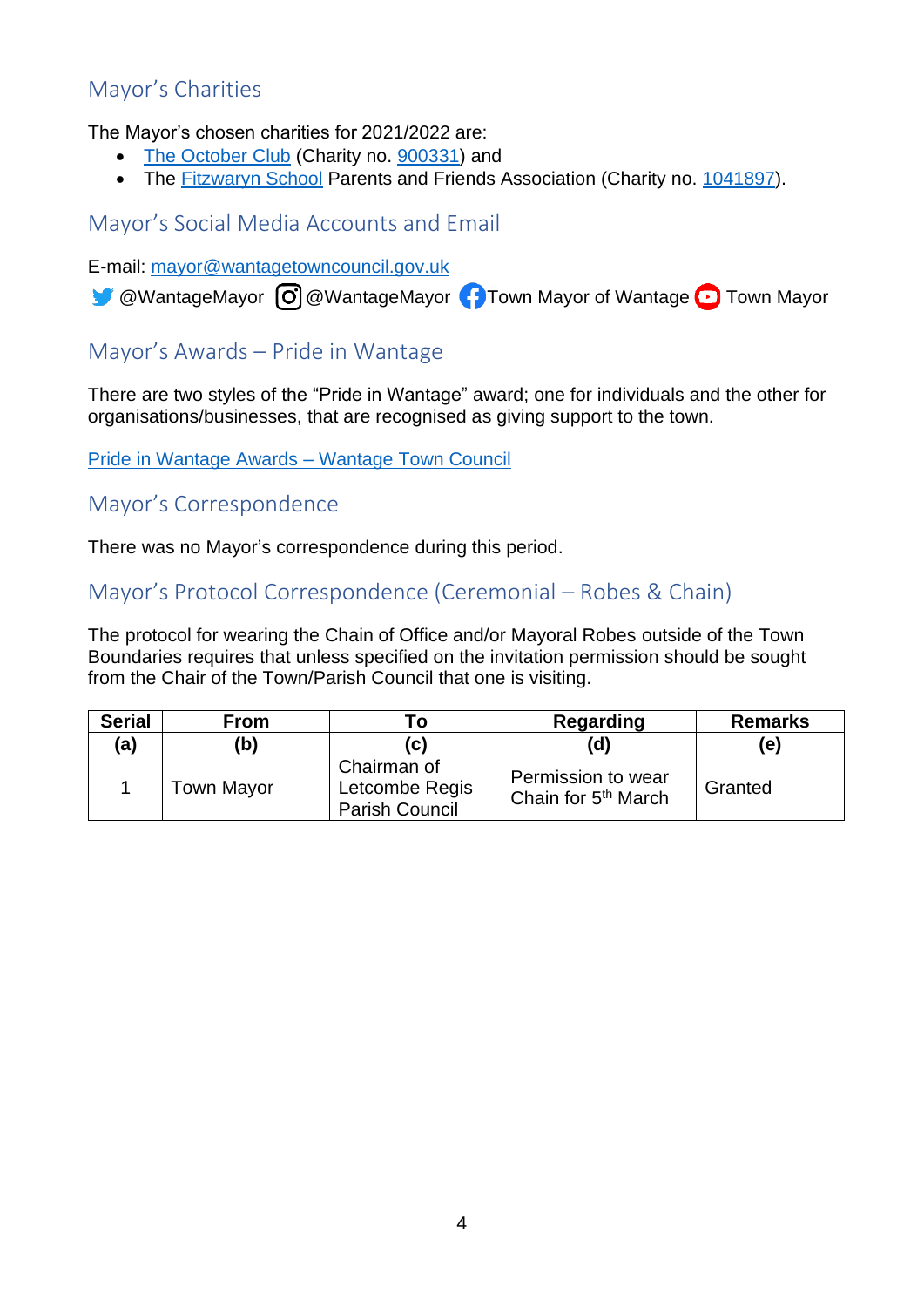## Mayor's Charities

The Mayor's chosen charities for 2021/2022 are:

- The October Club (Charity no. 900331) and
- The Fitzwaryn School Parents and Friends Association (Charity no. 1041897).

## Mayor's Social Media Accounts and Email

E-mail: mayor@wantagetowncouncil.gov.uk

@WantageMayor @WantageMayor Town Mayor of Wantage Town Mayor

## Mayor's Awards – Pride in Wantage

There are two styles of the "Pride in Wantage" award; one for individuals and the other for organisations/businesses, that are recognised as giving support to the town.

Pride in Wantage Awards – Wantage Town Council

## Mayor's Correspondence

There was no Mayor's correspondence during this period.

## Mayor's Protocol Correspondence (Ceremonial – Robes & Chain)

The protocol for wearing the Chain of Office and/or Mayoral Robes outside of the Town Boundaries requires that unless specified on the invitation permission should be sought from the Chair of the Town/Parish Council that one is visiting.

| Serial | From | To | Regarding | Remarks |
|---|---|---|---|---|
| **(a)** | **(b)** | **(c)** | **(d)** | **(e)** |
| 1 | Town Mayor | Chairman of Letcombe Regis Parish Council | Permission to wear Chain for 5th March | Granted |